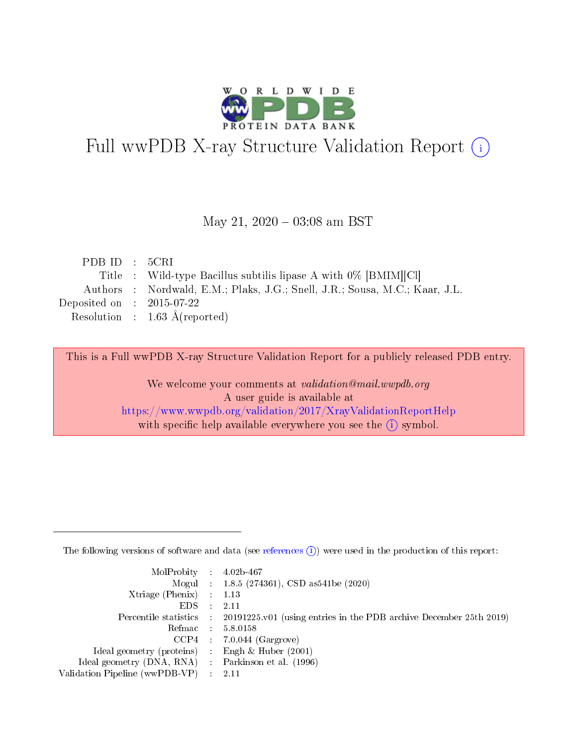# Full wwPDB X-ray Structure Validation Report (i)

May 21, 2020 – 03:08 am BST

| | | |
|---|---|---|
| PDB ID | : | 5CRI |
| Title | : | Wild-type Bacillus subtilis lipase A with 0% [BMIM][Cl] |
| Authors | : | Nordwald, E.M.; Plaks, J.G.; Snell, J.R.; Sousa, M.C.; Kaar, J.L. |
| Deposited on | : | 2015-07-22 |
| Resolution | : | 1.63 Å(reported) |

This is a Full wwPDB X-ray Structure Validation Report for a publicly released PDB entry.

We welcome your comments at *validation@mail.wwpdb.org*
A user guide is available at
https://www.wwpdb.org/validation/2017/XrayValidationReportHelp
with specific help available everywhere you see the (i) symbol.

---

The following versions of software and data (see references (i)) were used in the production of this report:

| | | |
|---|---|---|
| MolProbity | : | 4.02b-467 |
| Mogul | : | 1.8.5 (274361), CSD as541be (2020) |
| Xtriage (Phenix) | : | 1.13 |
| EDS | : | 2.11 |
| Percentile statistics | : | 20191225.v01 (using entries in the PDB archive December 25th 2019) |
| Refmac | : | 5.8.0158 |
| CCP4 | : | 7.0.044 (Gargrove) |
| Ideal geometry (proteins) | : | Engh & Huber (2001) |
| Ideal geometry (DNA, RNA) | : | Parkinson et al. (1996) |
| Validation Pipeline (wwPDB-VP) | : | 2.11 |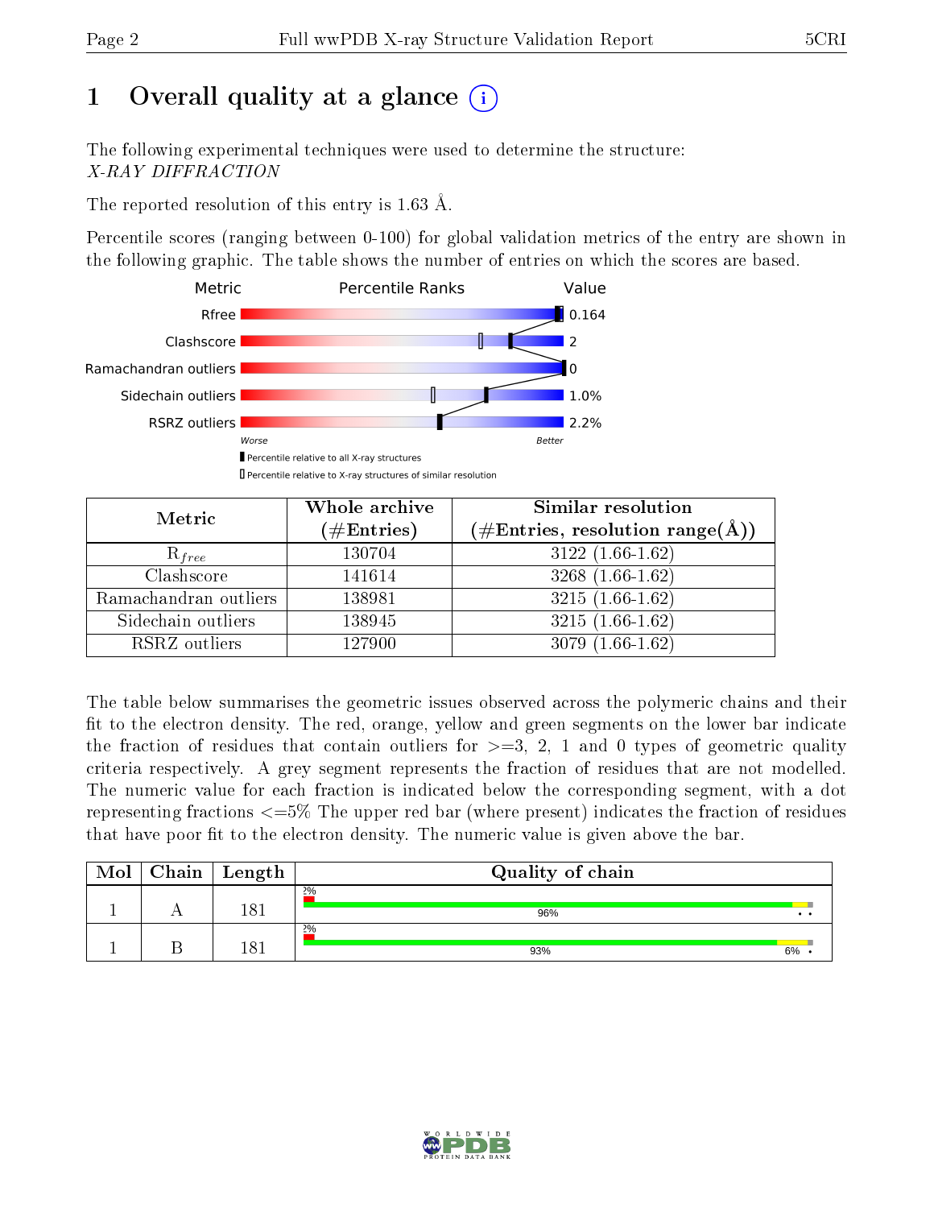# 1 Overall quality at a glance (i)

The following experimental techniques were used to determine the structure:
*X-RAY DIFFRACTION*

The reported resolution of this entry is 1.63 Å.

Percentile scores (ranging between 0-100) for global validation metrics of the entry are shown in the following graphic. The table shows the number of entries on which the scores are based.

| Metric | Value |
|---|---|
| Rfree | 0.164 |
| Clashscore | 2 |
| Ramachandran outliers | 0 |
| Sidechain outliers | 1.0% |
| RSRZ outliers | 2.2% |

Worse — Better

Percentile relative to all X-ray structures

Percentile relative to X-ray structures of similar resolution

| Metric | Whole archive (#Entries) | Similar resolution (#Entries, resolution range(Å)) |
|---|---|---|
| $R_{free}$ | 130704 | 3122 (1.66-1.62) |
| Clashscore | 141614 | 3268 (1.66-1.62) |
| Ramachandran outliers | 138981 | 3215 (1.66-1.62) |
| Sidechain outliers | 138945 | 3215 (1.66-1.62) |
| RSRZ outliers | 127900 | 3079 (1.66-1.62) |

The table below summarises the geometric issues observed across the polymeric chains and their fit to the electron density. The red, orange, yellow and green segments on the lower bar indicate the fraction of residues that contain outliers for >=3, 2, 1 and 0 types of geometric quality criteria respectively. A grey segment represents the fraction of residues that are not modelled. The numeric value for each fraction is indicated below the corresponding segment, with a dot representing fractions <=5% The upper red bar (where present) indicates the fraction of residues that have poor fit to the electron density. The numeric value is given above the bar.

| Mol | Chain | Length | Quality of chain |
|---|---|---|---|
| 1 | A | 181 | 2%; 96% • • |
| 1 | B | 181 | 2%; 93% 6% • |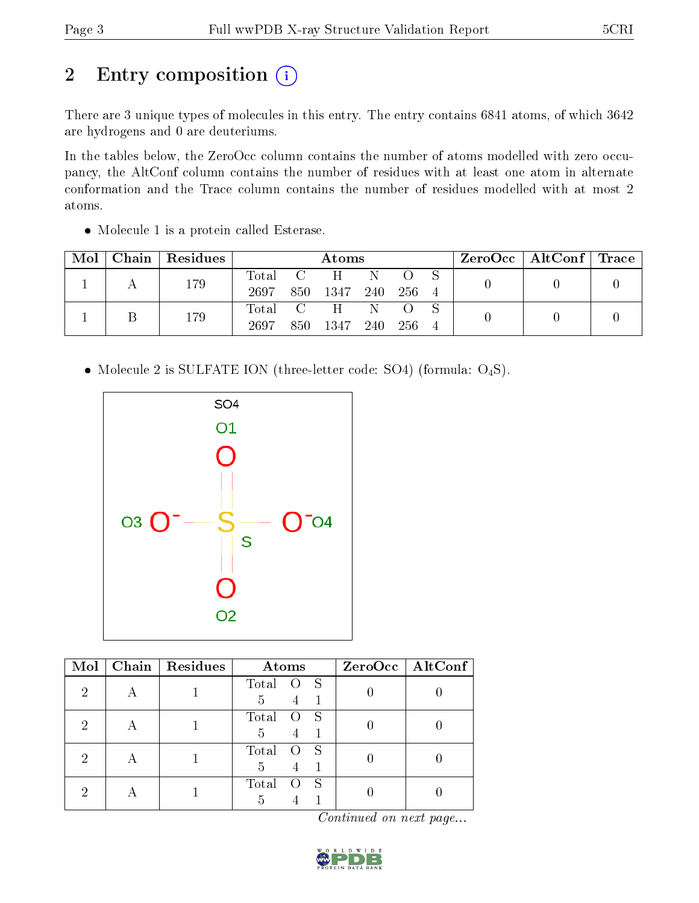# 2 Entry composition

There are 3 unique types of molecules in this entry. The entry contains 6841 atoms, of which 3642 are hydrogens and 0 are deuteriums.

In the tables below, the ZeroOcc column contains the number of atoms modelled with zero occupancy, the AltConf column contains the number of residues with at least one atom in alternate conformation and the Trace column contains the number of residues modelled with at most 2 atoms.

- Molecule 1 is a protein called Esterase.

| Mol | Chain | Residues | Atoms | | | | | | ZeroOcc | AltConf | Trace |
|---|---|---|---|---|---|---|---|---|---|---|---|
| | | | Total | C | H | N | O | S | | | |
| 1 | A | 179 | 2697 | 850 | 1347 | 240 | 256 | 4 | 0 | 0 | 0 |
| 1 | B | 179 | 2697 | 850 | 1347 | 240 | 256 | 4 | 0 | 0 | 0 |

- Molecule 2 is SULFATE ION (three-letter code: SO4) (formula: $O_4S$).

| Mol | Chain | Residues | Atoms | | | ZeroOcc | AltConf |
|---|---|---|---|---|---|---|---|
| | | | Total | O | S | | |
| 2 | A | 1 | 5 | 4 | 1 | 0 | 0 |
| 2 | A | 1 | 5 | 4 | 1 | 0 | 0 |
| 2 | A | 1 | 5 | 4 | 1 | 0 | 0 |
| 2 | A | 1 | 5 | 4 | 1 | 0 | 0 |

*Continued on next page...*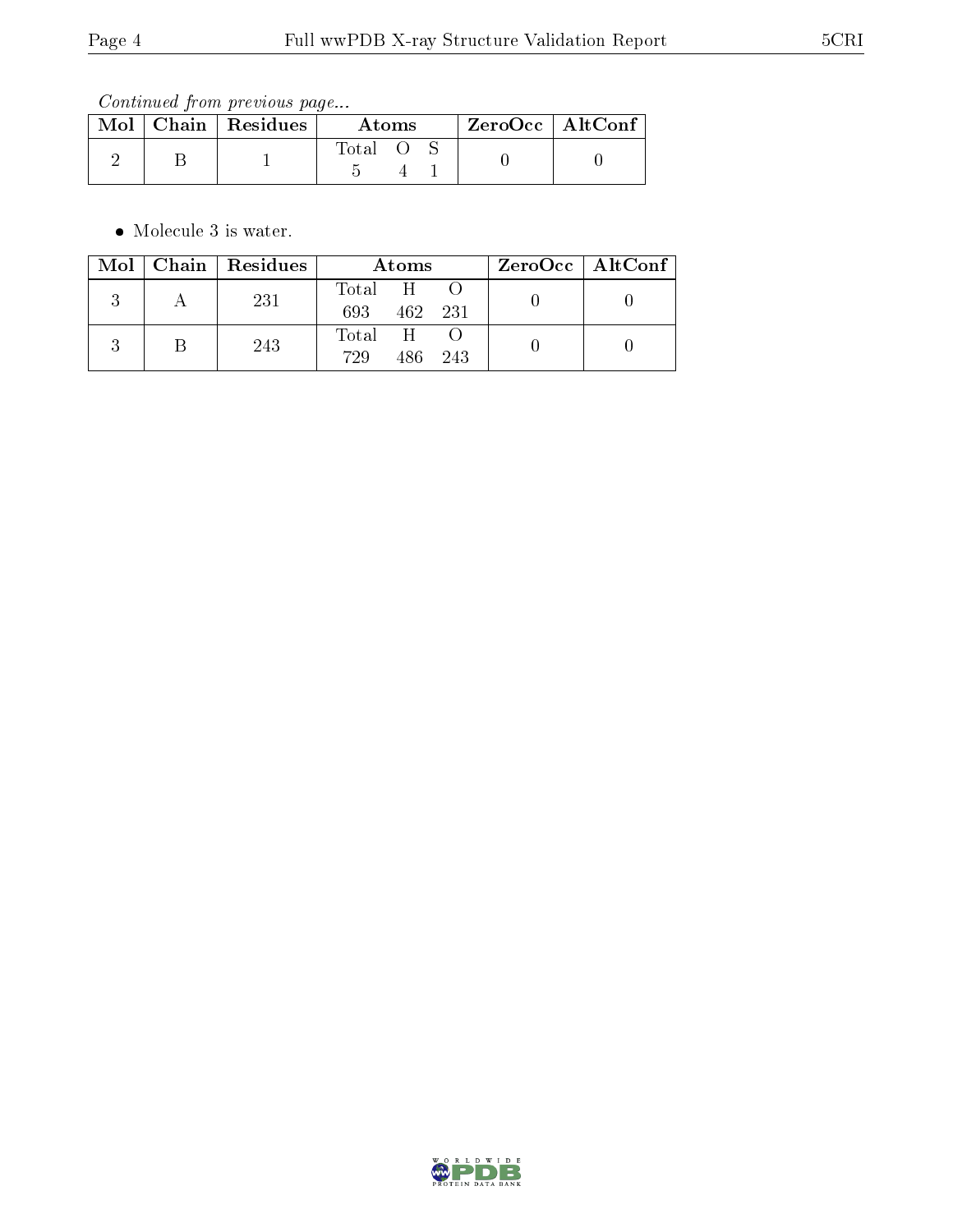*Continued from previous page...*

| Mol | Chain | Residues | Atoms | | | ZeroOcc | AltConf |
|---|---|---|---|---|---|---|---|
| | | | Total | O | S | | |
| 2 | B | 1 | 5 | 4 | 1 | 0 | 0 |

- Molecule 3 is water.

| Mol | Chain | Residues | Atoms | | | ZeroOcc | AltConf |
|---|---|---|---|---|---|---|---|
| | | | Total | H | O | | |
| 3 | A | 231 | 693 | 462 | 231 | 0 | 0 |
| 3 | B | 243 | 729 | 486 | 243 | 0 | 0 |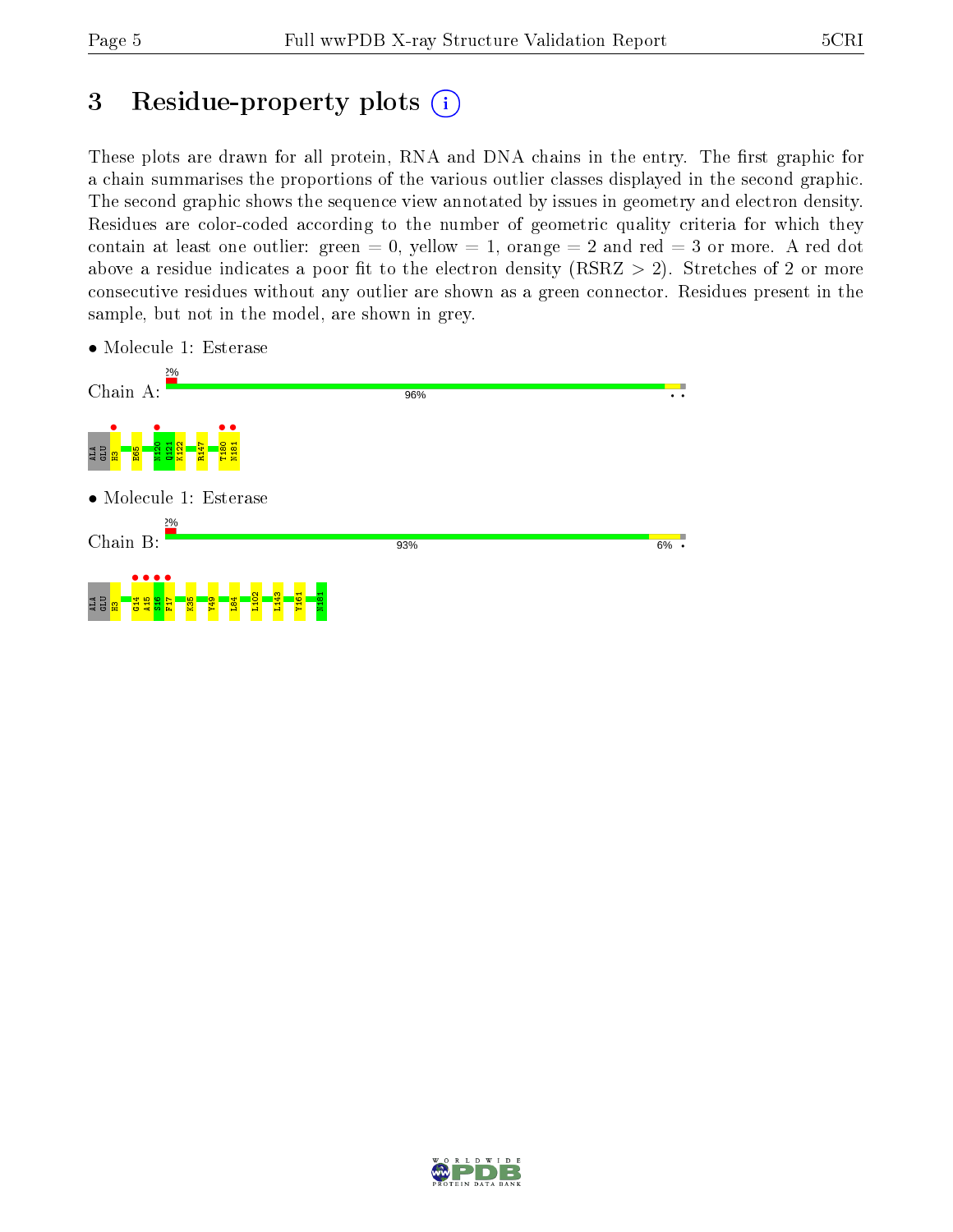# 3 Residue-property plots

These plots are drawn for all protein, RNA and DNA chains in the entry. The first graphic for a chain summarises the proportions of the various outlier classes displayed in the second graphic. The second graphic shows the sequence view annotated by issues in geometry and electron density. Residues are color-coded according to the number of geometric quality criteria for which they contain at least one outlier: green = 0, yellow = 1, orange = 2 and red = 3 or more. A red dot above a residue indicates a poor fit to the electron density (RSRZ > 2). Stretches of 2 or more consecutive residues without any outlier are shown as a green connector. Residues present in the sample, but not in the model, are shown in grey.

- Molecule 1: Esterase

Chain A: 2% | 96%

ALA GLU H3 E65 N120 Q121 K122 R147 T180 N181

- Molecule 1: Esterase

Chain B: 2% | 93% | 6%

ALA GLU H3 G14 A15 S16 F17 K35 Y49 L84 L102 L143 Y161 N181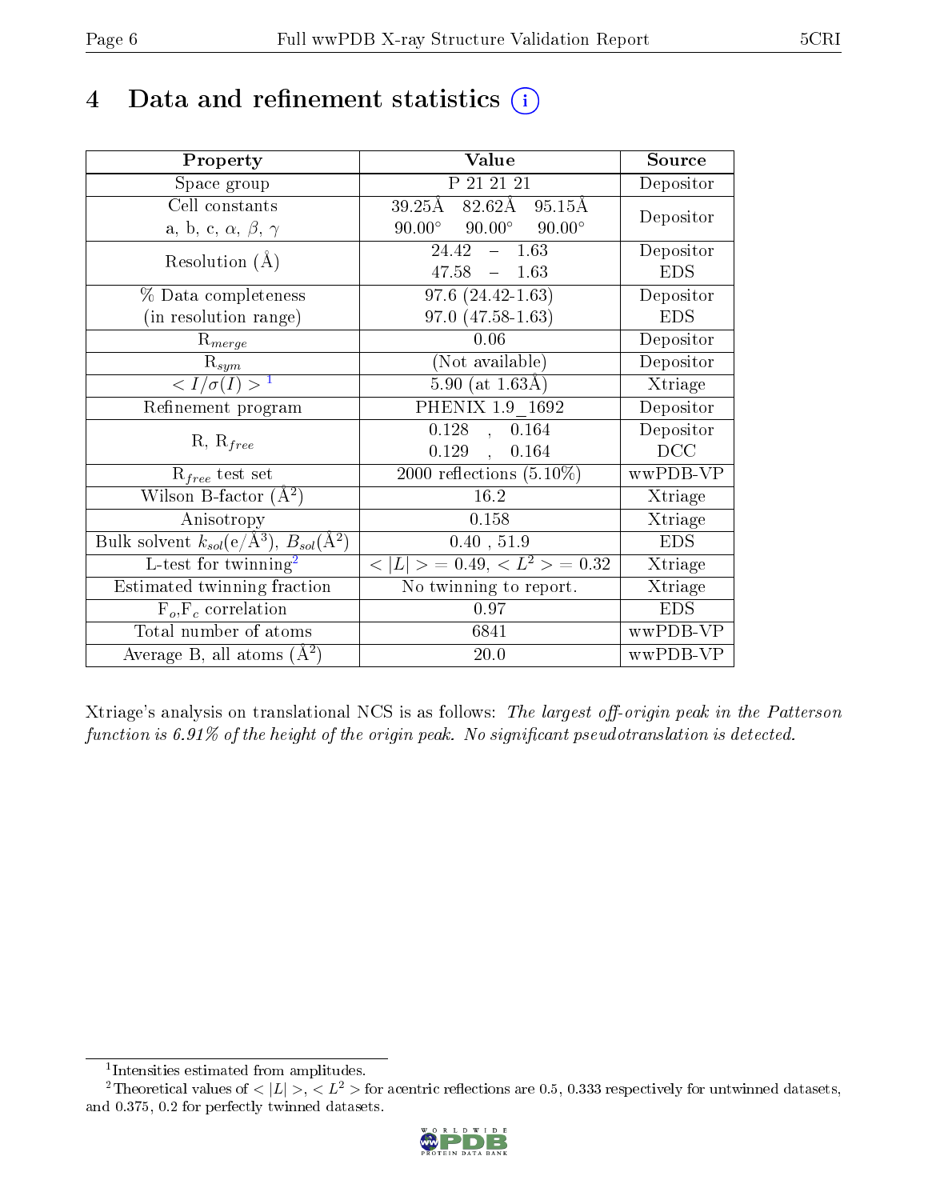# 4 Data and refinement statistics (i)

| Property | Value | Source |
|---|---|---|
| Space group | P 21 21 21 | Depositor |
| Cell constants<br>a, b, c, $\alpha$, $\beta$, $\gamma$ | 39.25Å 82.62Å 95.15Å<br>90.00° 90.00° 90.00° | Depositor |
| Resolution (Å) | 24.42 – 1.63<br>47.58 – 1.63 | Depositor<br>EDS |
| % Data completeness<br>(in resolution range) | 97.6 (24.42-1.63)<br>97.0 (47.58-1.63) | Depositor<br>EDS |
| $R_{merge}$ | 0.06 | Depositor |
| $R_{sym}$ | (Not available) | Depositor |
| $< I/\sigma(I) >$ [1] | 5.90 (at 1.63Å) | Xtriage |
| Refinement program | PHENIX 1.9_1692 | Depositor |
| R, $R_{free}$ | 0.128 , 0.164<br>0.129 , 0.164 | Depositor<br>DCC |
| $R_{free}$ test set | 2000 reflections (5.10%) | wwPDB-VP |
| Wilson B-factor (Å$^2$) | 16.2 | Xtriage |
| Anisotropy | 0.158 | Xtriage |
| Bulk solvent $k_{sol}$(e/Å$^3$), $B_{sol}$(Å$^2$) | 0.40 , 51.9 | EDS |
| L-test for twinning[2] | $<\|L\|>$ = 0.49, $< L^2 >$ = 0.32 | Xtriage |
| Estimated twinning fraction | No twinning to report. | Xtriage |
| $F_o$,$F_c$ correlation | 0.97 | EDS |
| Total number of atoms | 6841 | wwPDB-VP |
| Average B, all atoms (Å$^2$) | 20.0 | wwPDB-VP |

Xtriage's analysis on translational NCS is as follows: *The largest off-origin peak in the Patterson function is 6.91% of the height of the origin peak. No significant pseudotranslation is detected.*

[1] Intensities estimated from amplitudes.

[2] Theoretical values of $<|L|>$, $<L^2>$ for acentric reflections are 0.5, 0.333 respectively for untwinned datasets, and 0.375, 0.2 for perfectly twinned datasets.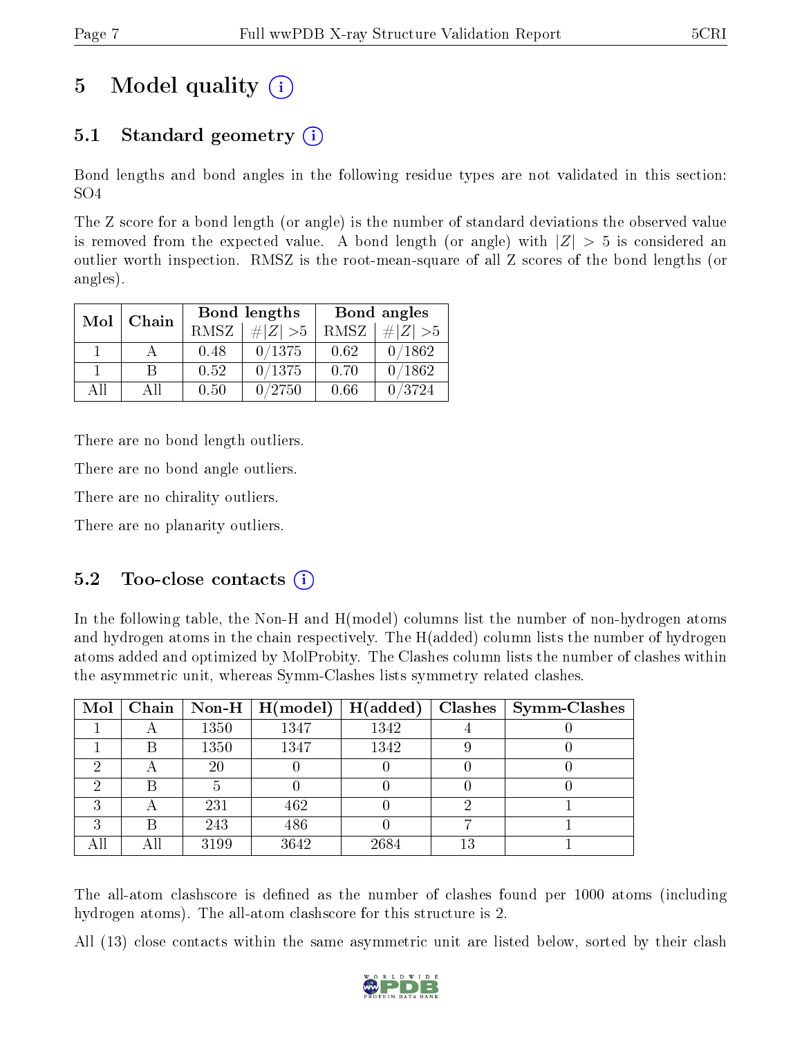# 5 Model quality (i)

## 5.1 Standard geometry (i)

Bond lengths and bond angles in the following residue types are not validated in this section: SO4

The Z score for a bond length (or angle) is the number of standard deviations the observed value is removed from the expected value. A bond length (or angle) with $|Z| > 5$ is considered an outlier worth inspection. RMSZ is the root-mean-square of all Z scores of the bond lengths (or angles).

| Mol | Chain | Bond lengths | | Bond angles | |
|---|---|---|---|---|---|
| | | RMSZ | $\#\|Z\| > 5$ | RMSZ | $\#\|Z\| > 5$ |
| 1 | A | 0.48 | 0/1375 | 0.62 | 0/1862 |
| 1 | B | 0.52 | 0/1375 | 0.70 | 0/1862 |
| All | All | 0.50 | 0/2750 | 0.66 | 0/3724 |

There are no bond length outliers.

There are no bond angle outliers.

There are no chirality outliers.

There are no planarity outliers.

## 5.2 Too-close contacts (i)

In the following table, the Non-H and H(model) columns list the number of non-hydrogen atoms and hydrogen atoms in the chain respectively. The H(added) column lists the number of hydrogen atoms added and optimized by MolProbity. The Clashes column lists the number of clashes within the asymmetric unit, whereas Symm-Clashes lists symmetry related clashes.

| Mol | Chain | Non-H | H(model) | H(added) | Clashes | Symm-Clashes |
|---|---|---|---|---|---|---|
| 1 | A | 1350 | 1347 | 1342 | 4 | 0 |
| 1 | B | 1350 | 1347 | 1342 | 9 | 0 |
| 2 | A | 20 | 0 | 0 | 0 | 0 |
| 2 | B | 5 | 0 | 0 | 0 | 0 |
| 3 | A | 231 | 462 | 0 | 2 | 1 |
| 3 | B | 243 | 486 | 0 | 7 | 1 |
| All | All | 3199 | 3642 | 2684 | 13 | 1 |

The all-atom clashscore is defined as the number of clashes found per 1000 atoms (including hydrogen atoms). The all-atom clashscore for this structure is 2.

All (13) close contacts within the same asymmetric unit are listed below, sorted by their clash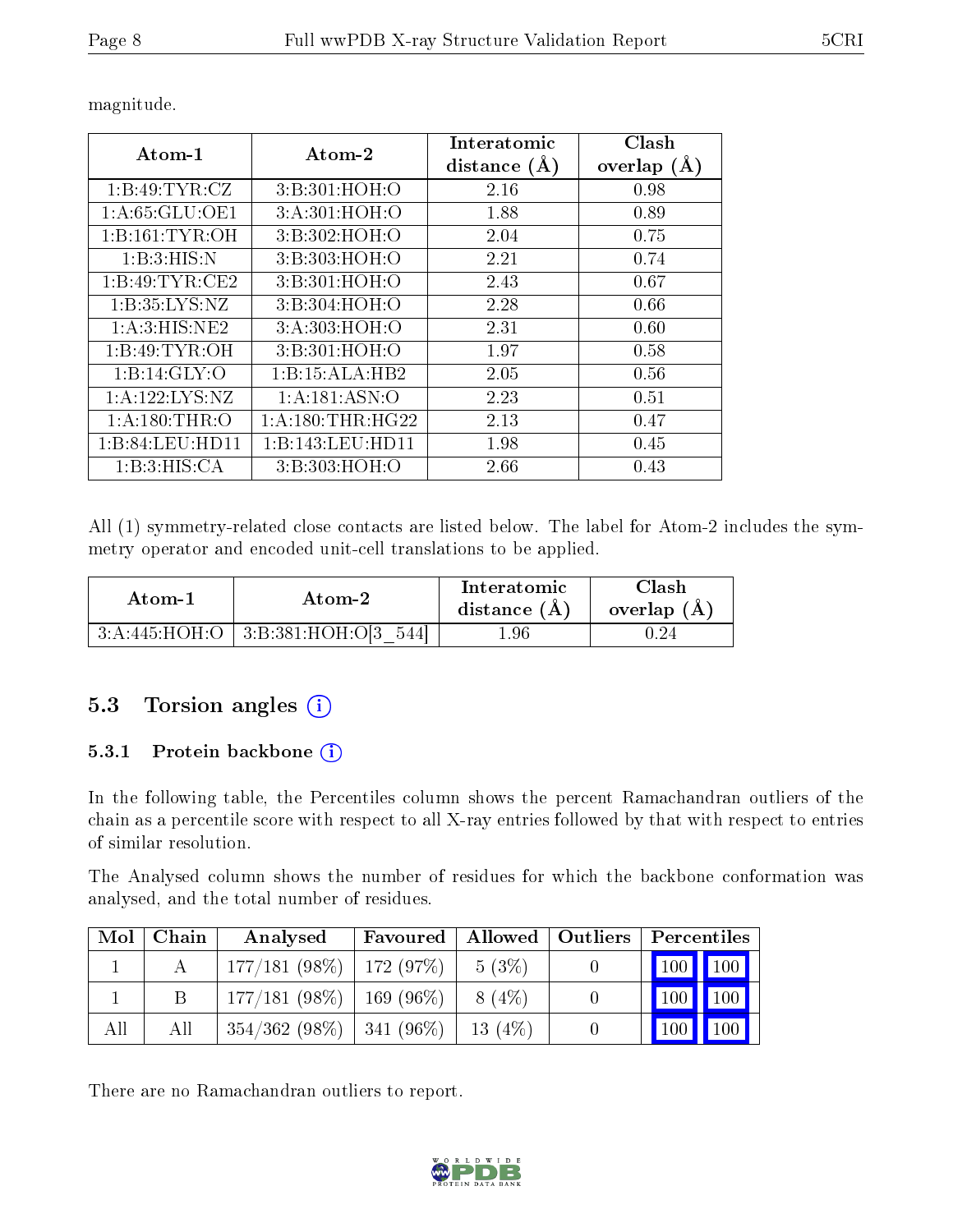magnitude.

| Atom-1 | Atom-2 | Interatomic distance (Å) | Clash overlap (Å) |
|---|---|---|---|
| 1:B:49:TYR:CZ | 3:B:301:HOH:O | 2.16 | 0.98 |
| 1:A:65:GLU:OE1 | 3:A:301:HOH:O | 1.88 | 0.89 |
| 1:B:161:TYR:OH | 3:B:302:HOH:O | 2.04 | 0.75 |
| 1:B:3:HIS:N | 3:B:303:HOH:O | 2.21 | 0.74 |
| 1:B:49:TYR:CE2 | 3:B:301:HOH:O | 2.43 | 0.67 |
| 1:B:35:LYS:NZ | 3:B:304:HOH:O | 2.28 | 0.66 |
| 1:A:3:HIS:NE2 | 3:A:303:HOH:O | 2.31 | 0.60 |
| 1:B:49:TYR:OH | 3:B:301:HOH:O | 1.97 | 0.58 |
| 1:B:14:GLY:O | 1:B:15:ALA:HB2 | 2.05 | 0.56 |
| 1:A:122:LYS:NZ | 1:A:181:ASN:O | 2.23 | 0.51 |
| 1:A:180:THR:O | 1:A:180:THR:HG22 | 2.13 | 0.47 |
| 1:B:84:LEU:HD11 | 1:B:143:LEU:HD11 | 1.98 | 0.45 |
| 1:B:3:HIS:CA | 3:B:303:HOH:O | 2.66 | 0.43 |

All (1) symmetry-related close contacts are listed below. The label for Atom-2 includes the symmetry operator and encoded unit-cell translations to be applied.

| Atom-1 | Atom-2 | Interatomic distance (Å) | Clash overlap (Å) |
|---|---|---|---|
| 3:A:445:HOH:O | 3:B:381:HOH:O[3_544] | 1.96 | 0.24 |

## 5.3 Torsion angles

### 5.3.1 Protein backbone

In the following table, the Percentiles column shows the percent Ramachandran outliers of the chain as a percentile score with respect to all X-ray entries followed by that with respect to entries of similar resolution.

The Analysed column shows the number of residues for which the backbone conformation was analysed, and the total number of residues.

| Mol | Chain | Analysed | Favoured | Allowed | Outliers | Percentiles | |
|---|---|---|---|---|---|---|---|
| 1 | A | 177/181 (98%) | 172 (97%) | 5 (3%) | 0 | 100 | 100 |
| 1 | B | 177/181 (98%) | 169 (96%) | 8 (4%) | 0 | 100 | 100 |
| All | All | 354/362 (98%) | 341 (96%) | 13 (4%) | 0 | 100 | 100 |

There are no Ramachandran outliers to report.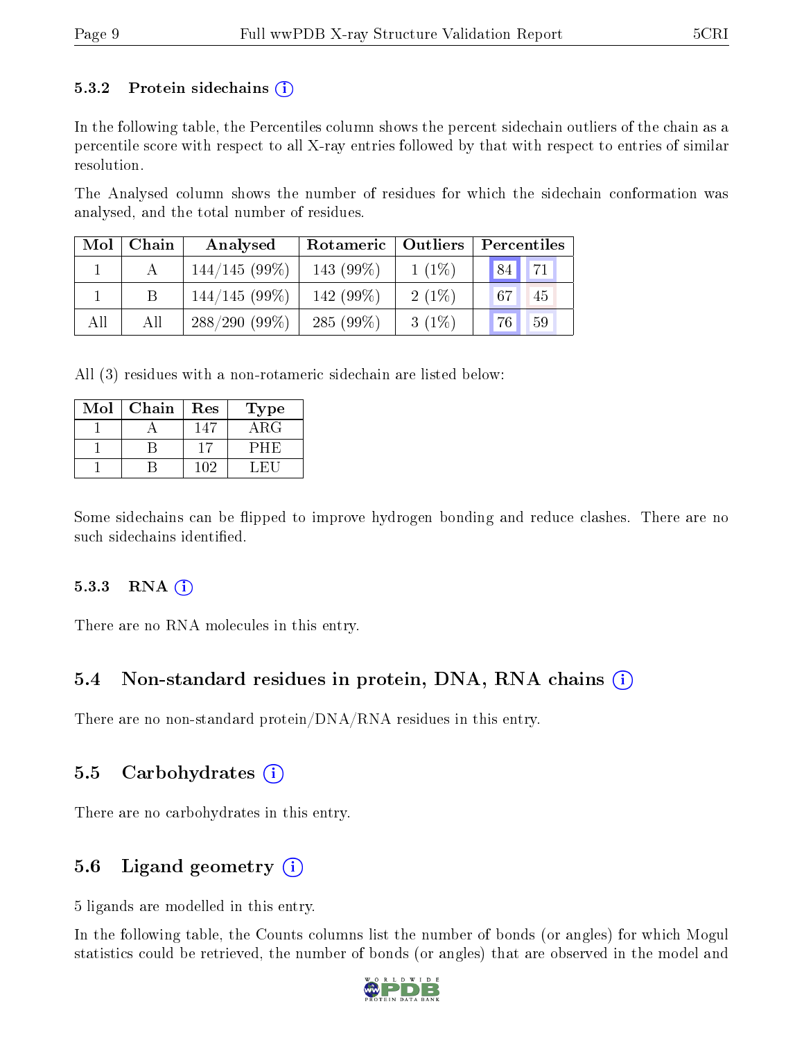### 5.3.2 Protein sidechains (i)

In the following table, the Percentiles column shows the percent sidechain outliers of the chain as a percentile score with respect to all X-ray entries followed by that with respect to entries of similar resolution.

The Analysed column shows the number of residues for which the sidechain conformation was analysed, and the total number of residues.

| Mol | Chain | Analysed | Rotameric | Outliers | Percentiles | |
|---|---|---|---|---|---|---|
| 1 | A | 144/145 (99%) | 143 (99%) | 1 (1%) | 84 | 71 |
| 1 | B | 144/145 (99%) | 142 (99%) | 2 (1%) | 67 | 45 |
| All | All | 288/290 (99%) | 285 (99%) | 3 (1%) | 76 | 59 |

All (3) residues with a non-rotameric sidechain are listed below:

| Mol | Chain | Res | Type |
|---|---|---|---|
| 1 | A | 147 | ARG |
| 1 | B | 17 | PHE |
| 1 | B | 102 | LEU |

Some sidechains can be flipped to improve hydrogen bonding and reduce clashes. There are no such sidechains identified.

### 5.3.3 RNA (i)

There are no RNA molecules in this entry.

## 5.4 Non-standard residues in protein, DNA, RNA chains (i)

There are no non-standard protein/DNA/RNA residues in this entry.

## 5.5 Carbohydrates (i)

There are no carbohydrates in this entry.

## 5.6 Ligand geometry (i)

5 ligands are modelled in this entry.

In the following table, the Counts columns list the number of bonds (or angles) for which Mogul statistics could be retrieved, the number of bonds (or angles) that are observed in the model and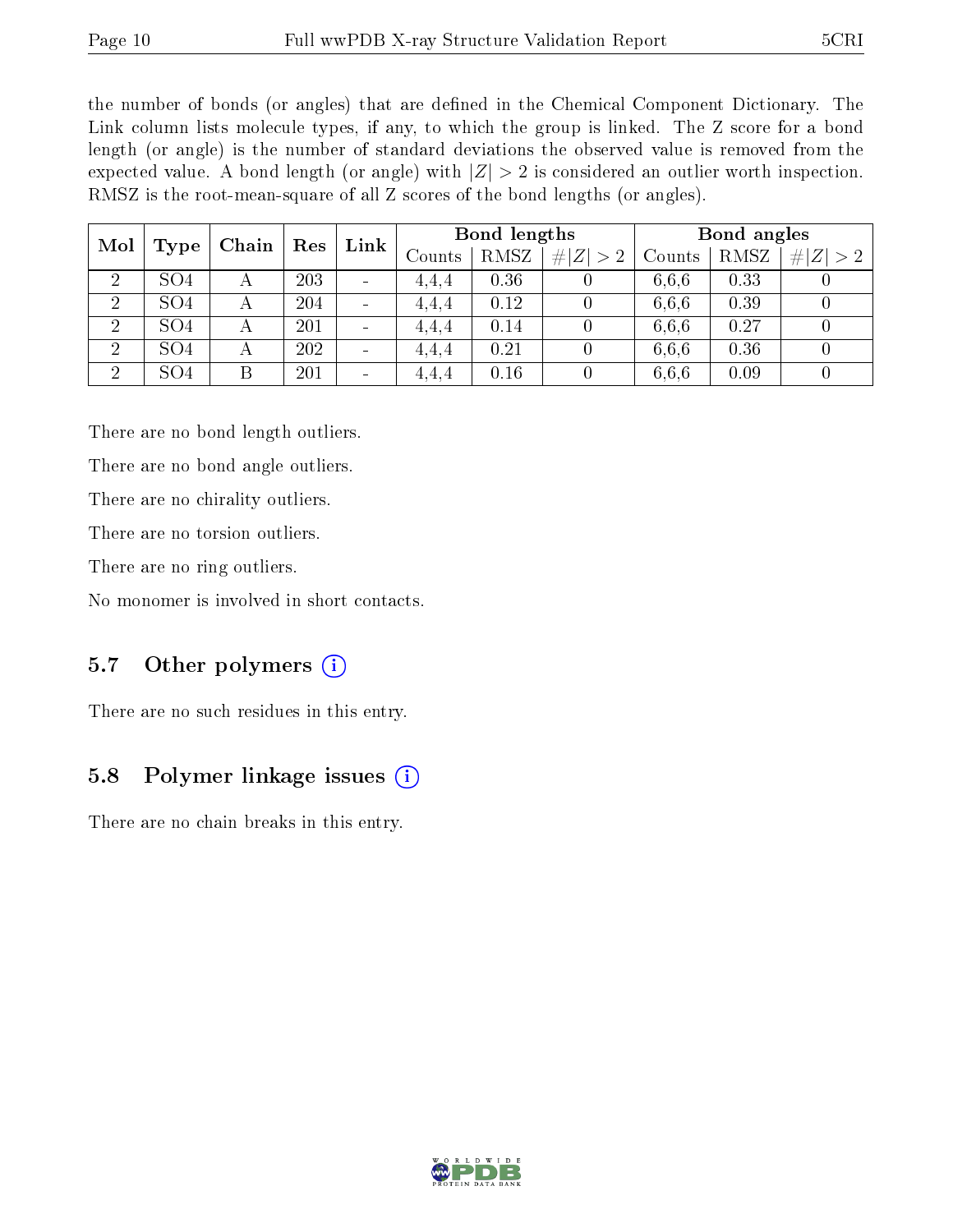the number of bonds (or angles) that are defined in the Chemical Component Dictionary. The Link column lists molecule types, if any, to which the group is linked. The Z score for a bond length (or angle) is the number of standard deviations the observed value is removed from the expected value. A bond length (or angle) with $|Z| > 2$ is considered an outlier worth inspection. RMSZ is the root-mean-square of all Z scores of the bond lengths (or angles).

| Mol | Type | Chain | Res | Link | Bond lengths | | | Bond angles | | |
|---|---|---|---|---|---|---|---|---|---|---|
| | | | | | Counts | RMSZ | $\#\|Z\| > 2$ | Counts | RMSZ | $\#\|Z\| > 2$ |
| 2 | SO4 | A | 203 | - | 4,4,4 | 0.36 | 0 | 6,6,6 | 0.33 | 0 |
| 2 | SO4 | A | 204 | - | 4,4,4 | 0.12 | 0 | 6,6,6 | 0.39 | 0 |
| 2 | SO4 | A | 201 | - | 4,4,4 | 0.14 | 0 | 6,6,6 | 0.27 | 0 |
| 2 | SO4 | A | 202 | - | 4,4,4 | 0.21 | 0 | 6,6,6 | 0.36 | 0 |
| 2 | SO4 | B | 201 | - | 4,4,4 | 0.16 | 0 | 6,6,6 | 0.09 | 0 |

There are no bond length outliers.

There are no bond angle outliers.

There are no chirality outliers.

There are no torsion outliers.

There are no ring outliers.

No monomer is involved in short contacts.

## 5.7 Other polymers

There are no such residues in this entry.

## 5.8 Polymer linkage issues

There are no chain breaks in this entry.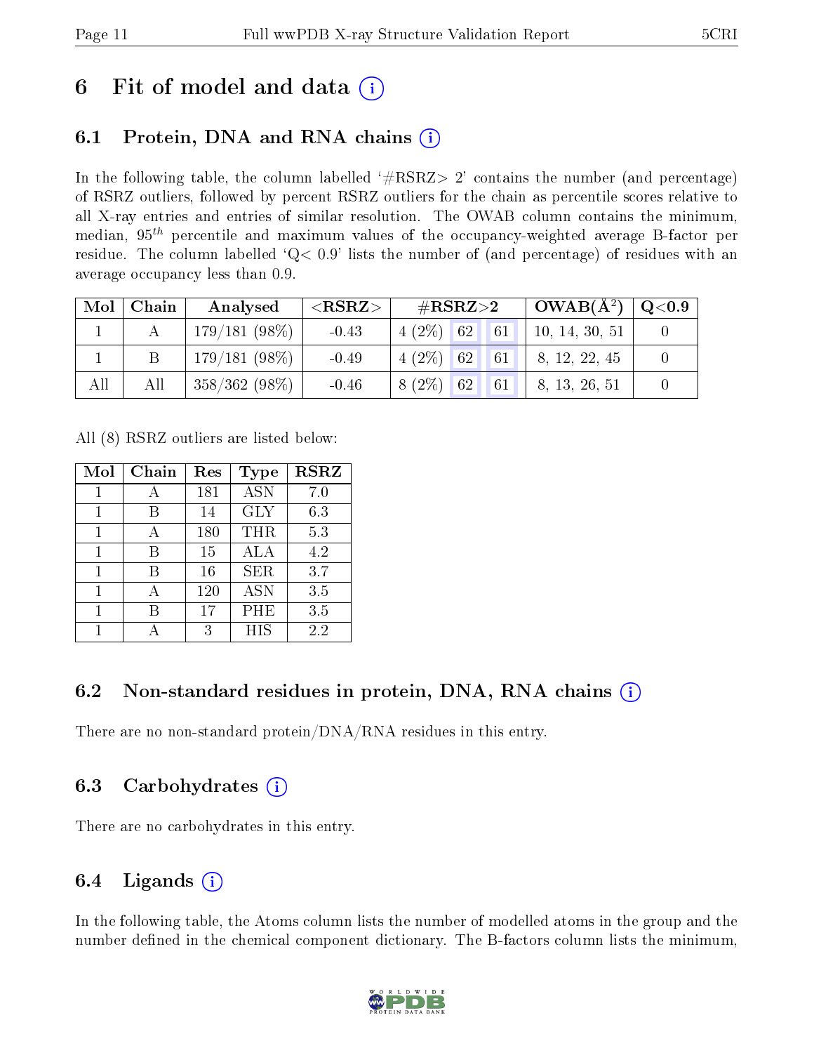# 6 Fit of model and data (i)

## 6.1 Protein, DNA and RNA chains (i)

In the following table, the column labelled '#RSRZ> 2' contains the number (and percentage) of RSRZ outliers, followed by percent RSRZ outliers for the chain as percentile scores relative to all X-ray entries and entries of similar resolution. The OWAB column contains the minimum, median, $95^{th}$ percentile and maximum values of the occupancy-weighted average B-factor per residue. The column labelled 'Q< 0.9' lists the number of (and percentage) of residues with an average occupancy less than 0.9.

| Mol | Chain | Analysed | <RSRZ> | #RSRZ>2 | | | OWAB(Å$^2$) | Q<0.9 |
|---|---|---|---|---|---|---|---|---|
| 1 | A | 179/181 (98%) | -0.43 | 4 (2%) | 62 | 61 | 10, 14, 30, 51 | 0 |
| 1 | B | 179/181 (98%) | -0.49 | 4 (2%) | 62 | 61 | 8, 12, 22, 45 | 0 |
| All | All | 358/362 (98%) | -0.46 | 8 (2%) | 62 | 61 | 8, 13, 26, 51 | 0 |

All (8) RSRZ outliers are listed below:

| Mol | Chain | Res | Type | RSRZ |
|---|---|---|---|---|
| 1 | A | 181 | ASN | 7.0 |
| 1 | B | 14 | GLY | 6.3 |
| 1 | A | 180 | THR | 5.3 |
| 1 | B | 15 | ALA | 4.2 |
| 1 | B | 16 | SER | 3.7 |
| 1 | A | 120 | ASN | 3.5 |
| 1 | B | 17 | PHE | 3.5 |
| 1 | A | 3 | HIS | 2.2 |

## 6.2 Non-standard residues in protein, DNA, RNA chains (i)

There are no non-standard protein/DNA/RNA residues in this entry.

## 6.3 Carbohydrates (i)

There are no carbohydrates in this entry.

## 6.4 Ligands (i)

In the following table, the Atoms column lists the number of modelled atoms in the group and the number defined in the chemical component dictionary. The B-factors column lists the minimum,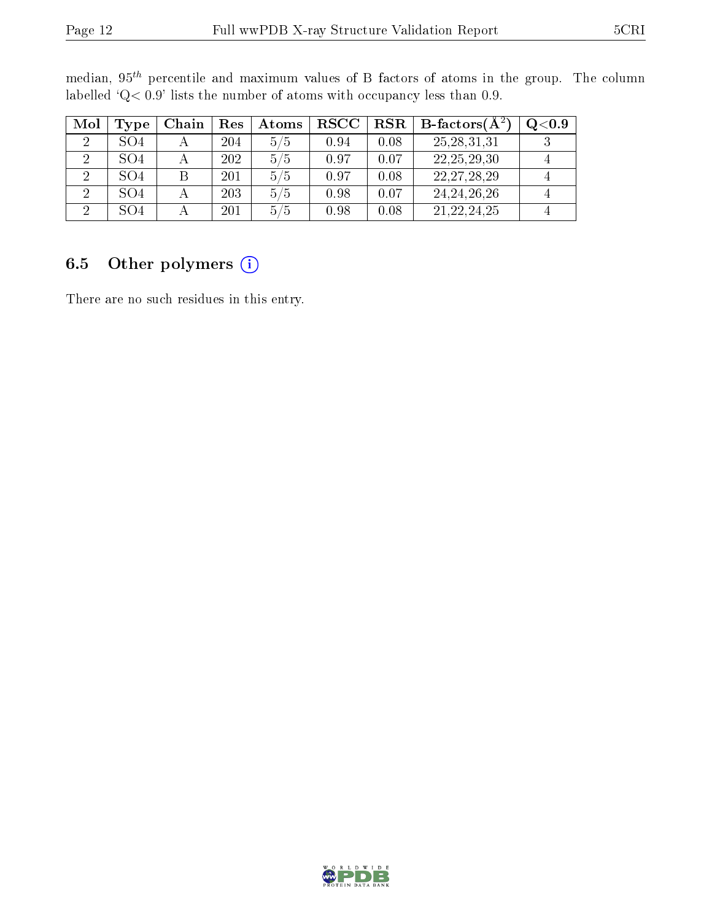median, $95^{th}$ percentile and maximum values of B factors of atoms in the group. The column labelled 'Q< 0.9' lists the number of atoms with occupancy less than 0.9.

| Mol | Type | Chain | Res | Atoms | RSCC | RSR | B-factors($Å^2$) | Q<0.9 |
|---|---|---|---|---|---|---|---|---|
| 2 | SO4 | A | 204 | 5/5 | 0.94 | 0.08 | 25,28,31,31 | 3 |
| 2 | SO4 | A | 202 | 5/5 | 0.97 | 0.07 | 22,25,29,30 | 4 |
| 2 | SO4 | B | 201 | 5/5 | 0.97 | 0.08 | 22,27,28,29 | 4 |
| 2 | SO4 | A | 203 | 5/5 | 0.98 | 0.07 | 24,24,26,26 | 4 |
| 2 | SO4 | A | 201 | 5/5 | 0.98 | 0.08 | 21,22,24,25 | 4 |

### 6.5 Other polymers ⓘ

There are no such residues in this entry.